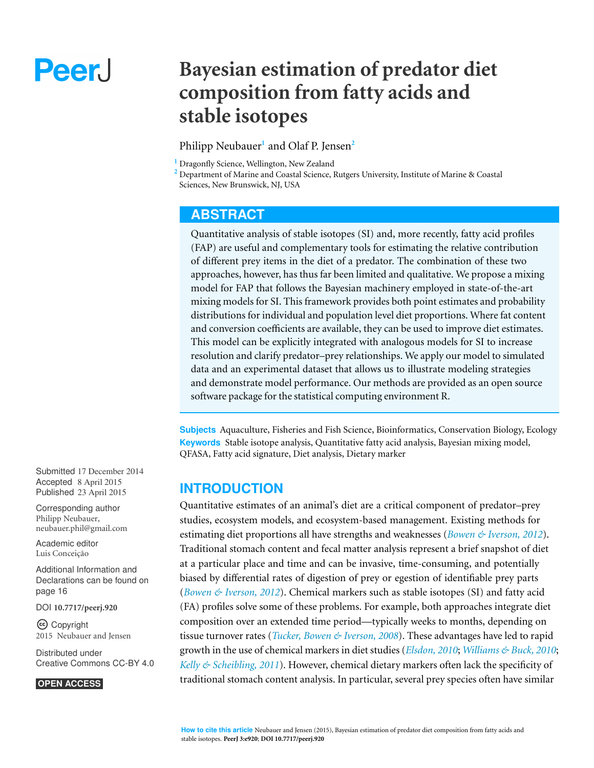PeerJ

# Bayesian estimation of predator diet composition from fatty acids and stable isotopes

Philipp Neubauer[1] and Olaf P. Jensen[2]

[1] Dragonfly Science, Wellington, New Zealand
[2] Department of Marine and Coastal Science, Rutgers University, Institute of Marine & Coastal Sciences, New Brunswick, NJ, USA

## ABSTRACT

Quantitative analysis of stable isotopes (SI) and, more recently, fatty acid profiles (FAP) are useful and complementary tools for estimating the relative contribution of different prey items in the diet of a predator. The combination of these two approaches, however, has thus far been limited and qualitative. We propose a mixing model for FAP that follows the Bayesian machinery employed in state-of-the-art mixing models for SI. This framework provides both point estimates and probability distributions for individual and population level diet proportions. Where fat content and conversion coefficients are available, they can be used to improve diet estimates. This model can be explicitly integrated with analogous models for SI to increase resolution and clarify predator–prey relationships. We apply our model to simulated data and an experimental dataset that allows us to illustrate modeling strategies and demonstrate model performance. Our methods are provided as an open source software package for the statistical computing environment R.

**Subjects** Aquaculture, Fisheries and Fish Science, Bioinformatics, Conservation Biology, Ecology
**Keywords** Stable isotope analysis, Quantitative fatty acid analysis, Bayesian mixing model, QFASA, Fatty acid signature, Diet analysis, Dietary marker

Submitted 17 December 2014
Accepted 8 April 2015
Published 23 April 2015

Corresponding author
Philipp Neubauer, neubauer.phil@gmail.com

Academic editor
Luis Conceição

Additional Information and Declarations can be found on page 16

DOI 10.7717/peerj.920

Copyright
2015 Neubauer and Jensen

Distributed under Creative Commons CC-BY 4.0

OPEN ACCESS

## INTRODUCTION

Quantitative estimates of an animal's diet are a critical component of predator–prey studies, ecosystem models, and ecosystem-based management. Existing methods for estimating diet proportions all have strengths and weaknesses (*Bowen & Iverson, 2012*). Traditional stomach content and fecal matter analysis represent a brief snapshot of diet at a particular place and time and can be invasive, time-consuming, and potentially biased by differential rates of digestion of prey or egestion of identifiable prey parts (*Bowen & Iverson, 2012*). Chemical markers such as stable isotopes (SI) and fatty acid (FA) profiles solve some of these problems. For example, both approaches integrate diet composition over an extended time period—typically weeks to months, depending on tissue turnover rates (*Tucker, Bowen & Iverson, 2008*). These advantages have led to rapid growth in the use of chemical markers in diet studies (*Elsdon, 2010*; *Williams & Buck, 2010*; *Kelly & Scheibling, 2011*). However, chemical dietary markers often lack the specificity of traditional stomach content analysis. In particular, several prey species often have similar

How to cite this article Neubauer and Jensen (2015), Bayesian estimation of predator diet composition from fatty acids and stable isotopes. **PeerJ 3:e920; DOI 10.7717/peerj.920**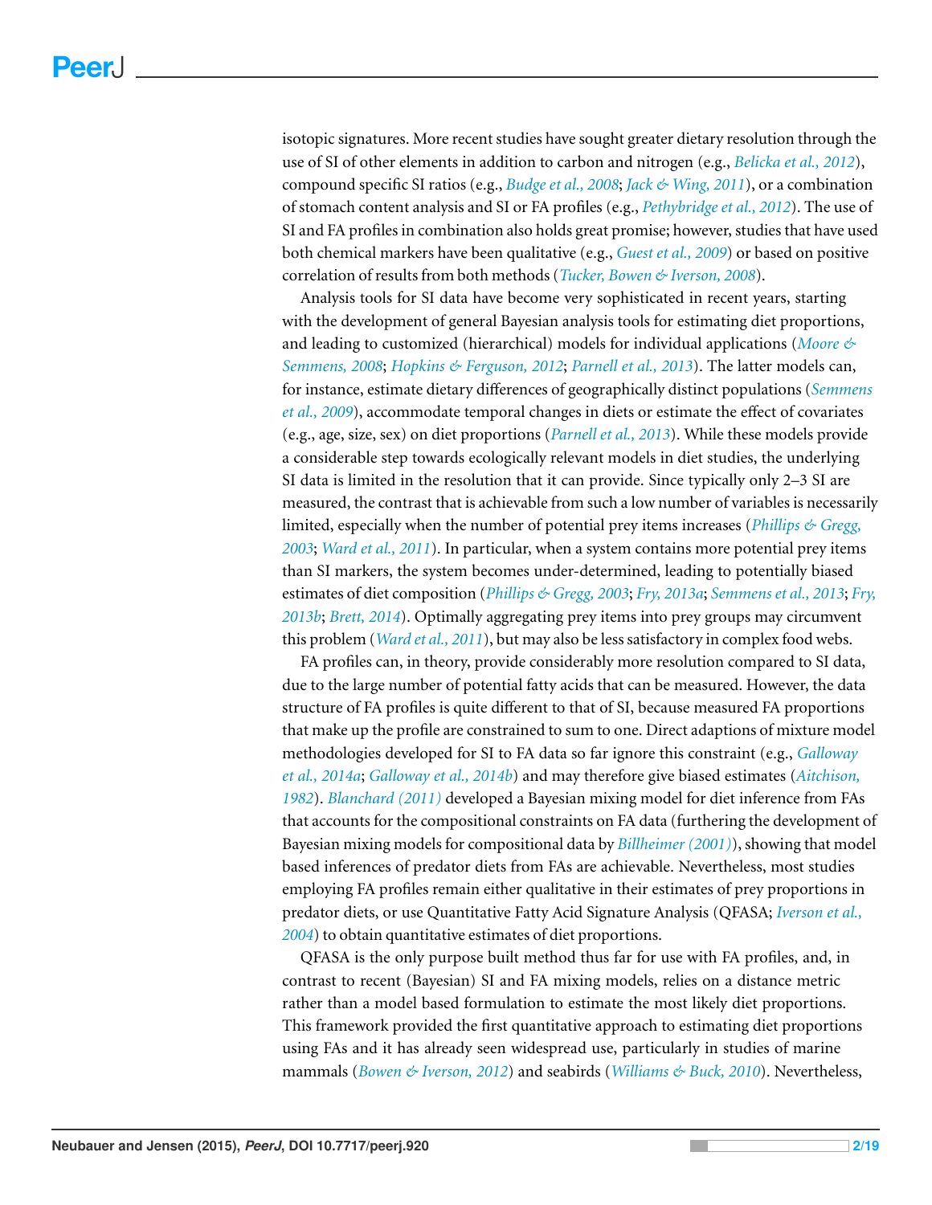isotopic signatures. More recent studies have sought greater dietary resolution through the use of SI of other elements in addition to carbon and nitrogen (e.g., *Belicka et al., 2012*), compound specific SI ratios (e.g., *Budge et al., 2008*; *Jack & Wing, 2011*), or a combination of stomach content analysis and SI or FA profiles (e.g., *Pethybridge et al., 2012*). The use of SI and FA profiles in combination also holds great promise; however, studies that have used both chemical markers have been qualitative (e.g., *Guest et al., 2009*) or based on positive correlation of results from both methods (*Tucker, Bowen & Iverson, 2008*).

Analysis tools for SI data have become very sophisticated in recent years, starting with the development of general Bayesian analysis tools for estimating diet proportions, and leading to customized (hierarchical) models for individual applications (*Moore & Semmens, 2008*; *Hopkins & Ferguson, 2012*; *Parnell et al., 2013*). The latter models can, for instance, estimate dietary differences of geographically distinct populations (*Semmens et al., 2009*), accommodate temporal changes in diets or estimate the effect of covariates (e.g., age, size, sex) on diet proportions (*Parnell et al., 2013*). While these models provide a considerable step towards ecologically relevant models in diet studies, the underlying SI data is limited in the resolution that it can provide. Since typically only 2–3 SI are measured, the contrast that is achievable from such a low number of variables is necessarily limited, especially when the number of potential prey items increases (*Phillips & Gregg, 2003*; *Ward et al., 2011*). In particular, when a system contains more potential prey items than SI markers, the system becomes under-determined, leading to potentially biased estimates of diet composition (*Phillips & Gregg, 2003*; *Fry, 2013a*; *Semmens et al., 2013*; *Fry, 2013b*; *Brett, 2014*). Optimally aggregating prey items into prey groups may circumvent this problem (*Ward et al., 2011*), but may also be less satisfactory in complex food webs.

FA profiles can, in theory, provide considerably more resolution compared to SI data, due to the large number of potential fatty acids that can be measured. However, the data structure of FA profiles is quite different to that of SI, because measured FA proportions that make up the profile are constrained to sum to one. Direct adaptions of mixture model methodologies developed for SI to FA data so far ignore this constraint (e.g., *Galloway et al., 2014a*; *Galloway et al., 2014b*) and may therefore give biased estimates (*Aitchison, 1982*). *Blanchard (2011)* developed a Bayesian mixing model for diet inference from FAs that accounts for the compositional constraints on FA data (furthering the development of Bayesian mixing models for compositional data by *Billheimer (2001)*), showing that model based inferences of predator diets from FAs are achievable. Nevertheless, most studies employing FA profiles remain either qualitative in their estimates of prey proportions in predator diets, or use Quantitative Fatty Acid Signature Analysis (QFASA; *Iverson et al., 2004*) to obtain quantitative estimates of diet proportions.

QFASA is the only purpose built method thus far for use with FA profiles, and, in contrast to recent (Bayesian) SI and FA mixing models, relies on a distance metric rather than a model based formulation to estimate the most likely diet proportions. This framework provided the first quantitative approach to estimating diet proportions using FAs and it has already seen widespread use, particularly in studies of marine mammals (*Bowen & Iverson, 2012*) and seabirds (*Williams & Buck, 2010*). Nevertheless,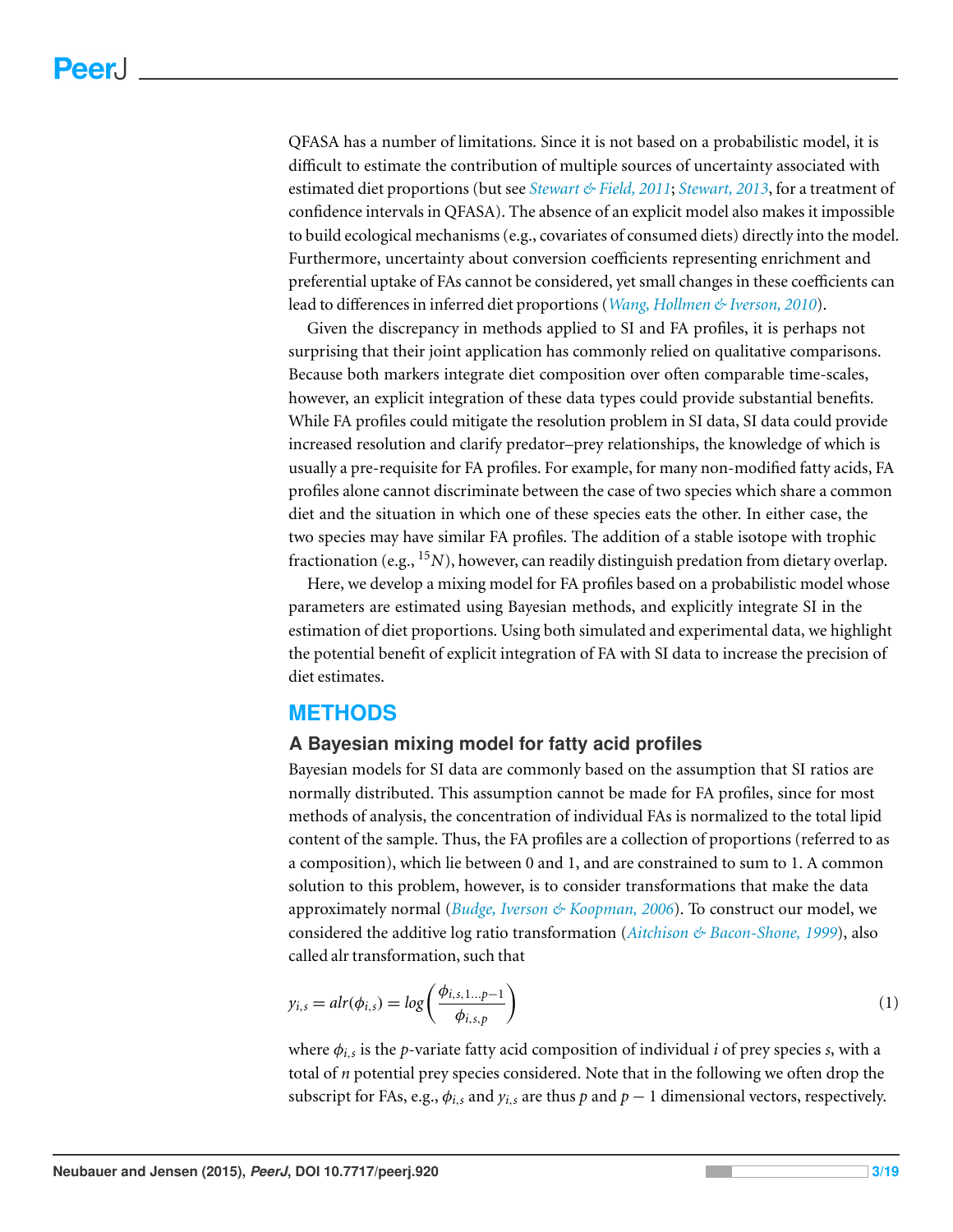QFASA has a number of limitations. Since it is not based on a probabilistic model, it is difficult to estimate the contribution of multiple sources of uncertainty associated with estimated diet proportions (but see *Stewart & Field, 2011*; *Stewart, 2013*, for a treatment of confidence intervals in QFASA). The absence of an explicit model also makes it impossible to build ecological mechanisms (e.g., covariates of consumed diets) directly into the model. Furthermore, uncertainty about conversion coefficients representing enrichment and preferential uptake of FAs cannot be considered, yet small changes in these coefficients can lead to differences in inferred diet proportions (*Wang, Hollmen & Iverson, 2010*).

Given the discrepancy in methods applied to SI and FA profiles, it is perhaps not surprising that their joint application has commonly relied on qualitative comparisons. Because both markers integrate diet composition over often comparable time-scales, however, an explicit integration of these data types could provide substantial benefits. While FA profiles could mitigate the resolution problem in SI data, SI data could provide increased resolution and clarify predator–prey relationships, the knowledge of which is usually a pre-requisite for FA profiles. For example, for many non-modified fatty acids, FA profiles alone cannot discriminate between the case of two species which share a common diet and the situation in which one of these species eats the other. In either case, the two species may have similar FA profiles. The addition of a stable isotope with trophic fractionation (e.g., $^{15}N$), however, can readily distinguish predation from dietary overlap.

Here, we develop a mixing model for FA profiles based on a probabilistic model whose parameters are estimated using Bayesian methods, and explicitly integrate SI in the estimation of diet proportions. Using both simulated and experimental data, we highlight the potential benefit of explicit integration of FA with SI data to increase the precision of diet estimates.

## METHODS

### A Bayesian mixing model for fatty acid profiles

Bayesian models for SI data are commonly based on the assumption that SI ratios are normally distributed. This assumption cannot be made for FA profiles, since for most methods of analysis, the concentration of individual FAs is normalized to the total lipid content of the sample. Thus, the FA profiles are a collection of proportions (referred to as a composition), which lie between 0 and 1, and are constrained to sum to 1. A common solution to this problem, however, is to consider transformations that make the data approximately normal (*Budge, Iverson & Koopman, 2006*). To construct our model, we considered the additive log ratio transformation (*Aitchison & Bacon-Shone, 1999*), also called alr transformation, such that

$$y_{i,s} = alr(\phi_{i,s}) = log\left(\frac{\phi_{i,s,1\ldots p-1}}{\phi_{i,s,p}}\right) \tag{1}$$

where $\phi_{i,s}$ is the $p$-variate fatty acid composition of individual $i$ of prey species $s$, with a total of $n$ potential prey species considered. Note that in the following we often drop the subscript for FAs, e.g., $\phi_{i,s}$ and $y_{i,s}$ are thus $p$ and $p-1$ dimensional vectors, respectively.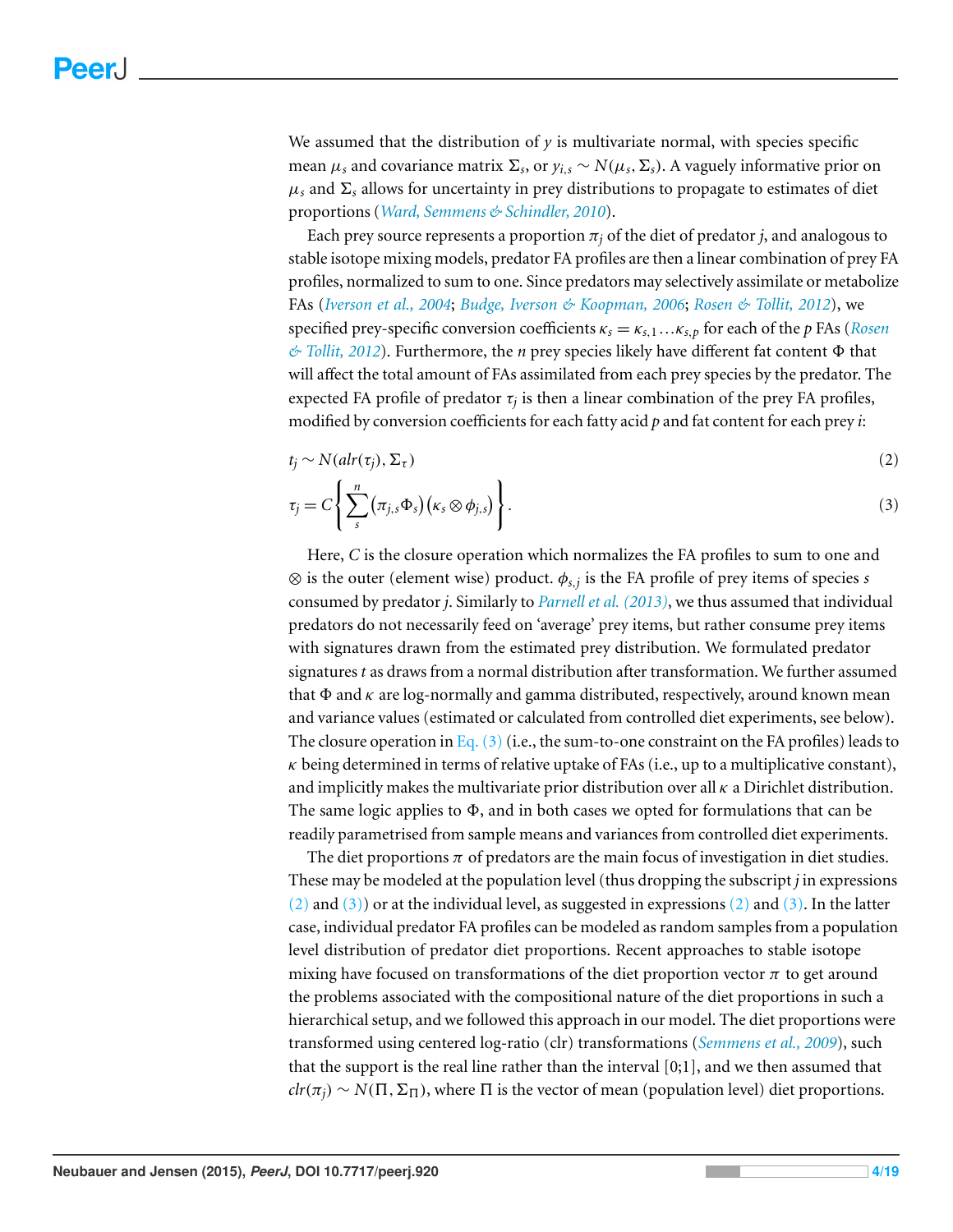We assumed that the distribution of $y$ is multivariate normal, with species specific mean $\mu_s$ and covariance matrix $\Sigma_s$, or $y_{i,s} \sim N(\mu_s, \Sigma_s)$. A vaguely informative prior on $\mu_s$ and $\Sigma_s$ allows for uncertainty in prey distributions to propagate to estimates of diet proportions (*Ward, Semmens & Schindler, 2010*).

Each prey source represents a proportion $\pi_j$ of the diet of predator $j$, and analogous to stable isotope mixing models, predator FA profiles are then a linear combination of prey FA profiles, normalized to sum to one. Since predators may selectively assimilate or metabolize FAs (*Iverson et al., 2004*; *Budge, Iverson & Koopman, 2006*; *Rosen & Tollit, 2012*), we specified prey-specific conversion coefficients $\kappa_s = \kappa_{s,1} \ldots \kappa_{s,p}$ for each of the $p$ FAs (*Rosen & Tollit, 2012*). Furthermore, the $n$ prey species likely have different fat content $\Phi$ that will affect the total amount of FAs assimilated from each prey species by the predator. The expected FA profile of predator $\tau_j$ is then a linear combination of the prey FA profiles, modified by conversion coefficients for each fatty acid $p$ and fat content for each prey $i$:

$$t_j \sim N(alr(\tau_j), \Sigma_\tau) \tag{2}$$

$$\tau_j = C\left\{\sum_{s}^{n} \left(\pi_{j,s}\Phi_s\right)\left(\kappa_s \otimes \phi_{j,s}\right)\right\}. \tag{3}$$

Here, $C$ is the closure operation which normalizes the FA profiles to sum to one and $\otimes$ is the outer (element wise) product. $\phi_{s,j}$ is the FA profile of prey items of species $s$ consumed by predator $j$. Similarly to *Parnell et al. (2013)*, we thus assumed that individual predators do not necessarily feed on 'average' prey items, but rather consume prey items with signatures drawn from the estimated prey distribution. We formulated predator signatures $t$ as draws from a normal distribution after transformation. We further assumed that $\Phi$ and $\kappa$ are log-normally and gamma distributed, respectively, around known mean and variance values (estimated or calculated from controlled diet experiments, see below). The closure operation in Eq. (3) (i.e., the sum-to-one constraint on the FA profiles) leads to $\kappa$ being determined in terms of relative uptake of FAs (i.e., up to a multiplicative constant), and implicitly makes the multivariate prior distribution over all $\kappa$ a Dirichlet distribution. The same logic applies to $\Phi$, and in both cases we opted for formulations that can be readily parametrised from sample means and variances from controlled diet experiments.

The diet proportions $\pi$ of predators are the main focus of investigation in diet studies. These may be modeled at the population level (thus dropping the subscript $j$ in expressions (2) and (3)) or at the individual level, as suggested in expressions (2) and (3). In the latter case, individual predator FA profiles can be modeled as random samples from a population level distribution of predator diet proportions. Recent approaches to stable isotope mixing have focused on transformations of the diet proportion vector $\pi$ to get around the problems associated with the compositional nature of the diet proportions in such a hierarchical setup, and we followed this approach in our model. The diet proportions were transformed using centered log-ratio (clr) transformations (*Semmens et al., 2009*), such that the support is the real line rather than the interval [0;1], and we then assumed that $clr(\pi_j) \sim N(\Pi, \Sigma_\Pi)$, where $\Pi$ is the vector of mean (population level) diet proportions.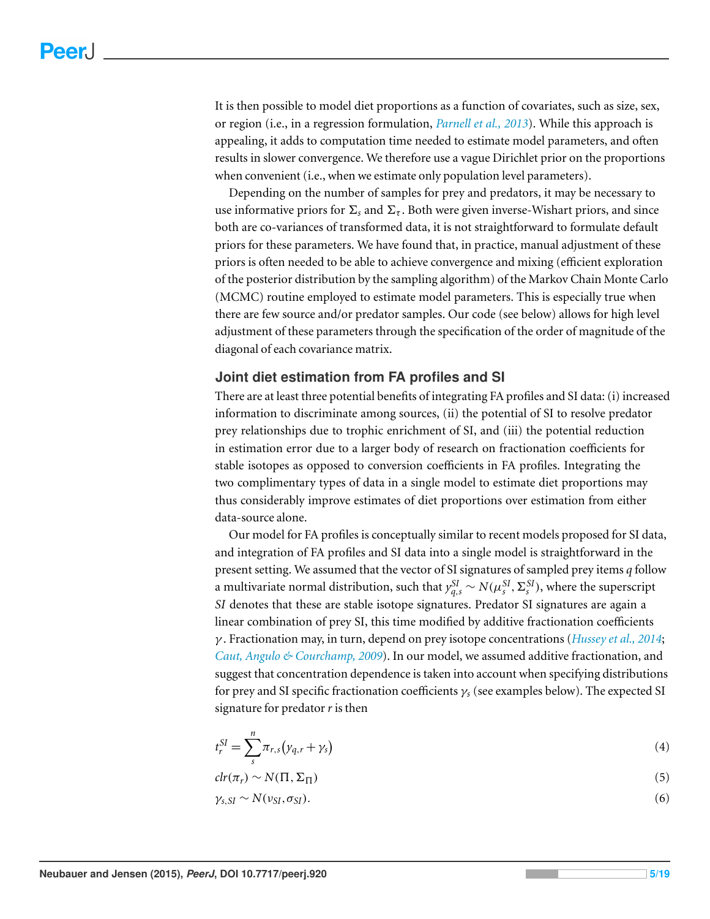It is then possible to model diet proportions as a function of covariates, such as size, sex, or region (i.e., in a regression formulation, *Parnell et al., 2013*). While this approach is appealing, it adds to computation time needed to estimate model parameters, and often results in slower convergence. We therefore use a vague Dirichlet prior on the proportions when convenient (i.e., when we estimate only population level parameters).

Depending on the number of samples for prey and predators, it may be necessary to use informative priors for $\Sigma_s$ and $\Sigma_\tau$. Both were given inverse-Wishart priors, and since both are co-variances of transformed data, it is not straightforward to formulate default priors for these parameters. We have found that, in practice, manual adjustment of these priors is often needed to be able to achieve convergence and mixing (efficient exploration of the posterior distribution by the sampling algorithm) of the Markov Chain Monte Carlo (MCMC) routine employed to estimate model parameters. This is especially true when there are few source and/or predator samples. Our code (see below) allows for high level adjustment of these parameters through the specification of the order of magnitude of the diagonal of each covariance matrix.

## Joint diet estimation from FA profiles and SI

There are at least three potential benefits of integrating FA profiles and SI data: (i) increased information to discriminate among sources, (ii) the potential of SI to resolve predator prey relationships due to trophic enrichment of SI, and (iii) the potential reduction in estimation error due to a larger body of research on fractionation coefficients for stable isotopes as opposed to conversion coefficients in FA profiles. Integrating the two complimentary types of data in a single model to estimate diet proportions may thus considerably improve estimates of diet proportions over estimation from either data-source alone.

Our model for FA profiles is conceptually similar to recent models proposed for SI data, and integration of FA profiles and SI data into a single model is straightforward in the present setting. We assumed that the vector of SI signatures of sampled prey items $q$ follow a multivariate normal distribution, such that $y_{q,s}^{SI} \sim N(\mu_s^{SI}, \Sigma_s^{SI})$, where the superscript $SI$ denotes that these are stable isotope signatures. Predator SI signatures are again a linear combination of prey SI, this time modified by additive fractionation coefficients $\gamma$. Fractionation may, in turn, depend on prey isotope concentrations (*Hussey et al., 2014*; *Caut, Angulo & Courchamp, 2009*). In our model, we assumed additive fractionation, and suggest that concentration dependence is taken into account when specifying distributions for prey and SI specific fractionation coefficients $\gamma_s$ (see examples below). The expected SI signature for predator $r$ is then

$$t_r^{SI} = \sum_s^n \pi_{r,s}\left(y_{q,r} + \gamma_s\right) \tag{4}$$

$$clr(\pi_r) \sim N(\Pi, \Sigma_\Pi) \tag{5}$$

$$\gamma_{s,SI} \sim N(\nu_{SI}, \sigma_{SI}). \tag{6}$$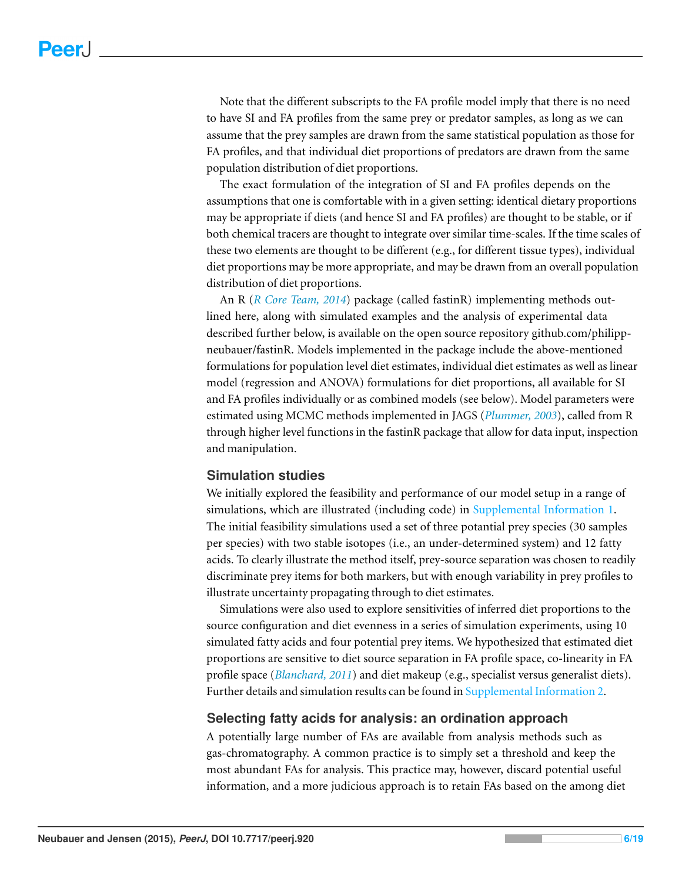Note that the different subscripts to the FA profile model imply that there is no need to have SI and FA profiles from the same prey or predator samples, as long as we can assume that the prey samples are drawn from the same statistical population as those for FA profiles, and that individual diet proportions of predators are drawn from the same population distribution of diet proportions.

The exact formulation of the integration of SI and FA profiles depends on the assumptions that one is comfortable with in a given setting: identical dietary proportions may be appropriate if diets (and hence SI and FA profiles) are thought to be stable, or if both chemical tracers are thought to integrate over similar time-scales. If the time scales of these two elements are thought to be different (e.g., for different tissue types), individual diet proportions may be more appropriate, and may be drawn from an overall population distribution of diet proportions.

An R (*R Core Team, 2014*) package (called fastinR) implementing methods outlined here, along with simulated examples and the analysis of experimental data described further below, is available on the open source repository github.com/philipp-neubauer/fastinR. Models implemented in the package include the above-mentioned formulations for population level diet estimates, individual diet estimates as well as linear model (regression and ANOVA) formulations for diet proportions, all available for SI and FA profiles individually or as combined models (see below). Model parameters were estimated using MCMC methods implemented in JAGS (*Plummer, 2003*), called from R through higher level functions in the fastinR package that allow for data input, inspection and manipulation.

## Simulation studies

We initially explored the feasibility and performance of our model setup in a range of simulations, which are illustrated (including code) in Supplemental Information 1. The initial feasibility simulations used a set of three potential prey species (30 samples per species) with two stable isotopes (i.e., an under-determined system) and 12 fatty acids. To clearly illustrate the method itself, prey-source separation was chosen to readily discriminate prey items for both markers, but with enough variability in prey profiles to illustrate uncertainty propagating through to diet estimates.

Simulations were also used to explore sensitivities of inferred diet proportions to the source configuration and diet evenness in a series of simulation experiments, using 10 simulated fatty acids and four potential prey items. We hypothesized that estimated diet proportions are sensitive to diet source separation in FA profile space, co-linearity in FA profile space (*Blanchard, 2011*) and diet makeup (e.g., specialist versus generalist diets). Further details and simulation results can be found in Supplemental Information 2.

## Selecting fatty acids for analysis: an ordination approach

A potentially large number of FAs are available from analysis methods such as gas-chromatography. A common practice is to simply set a threshold and keep the most abundant FAs for analysis. This practice may, however, discard potential useful information, and a more judicious approach is to retain FAs based on the among diet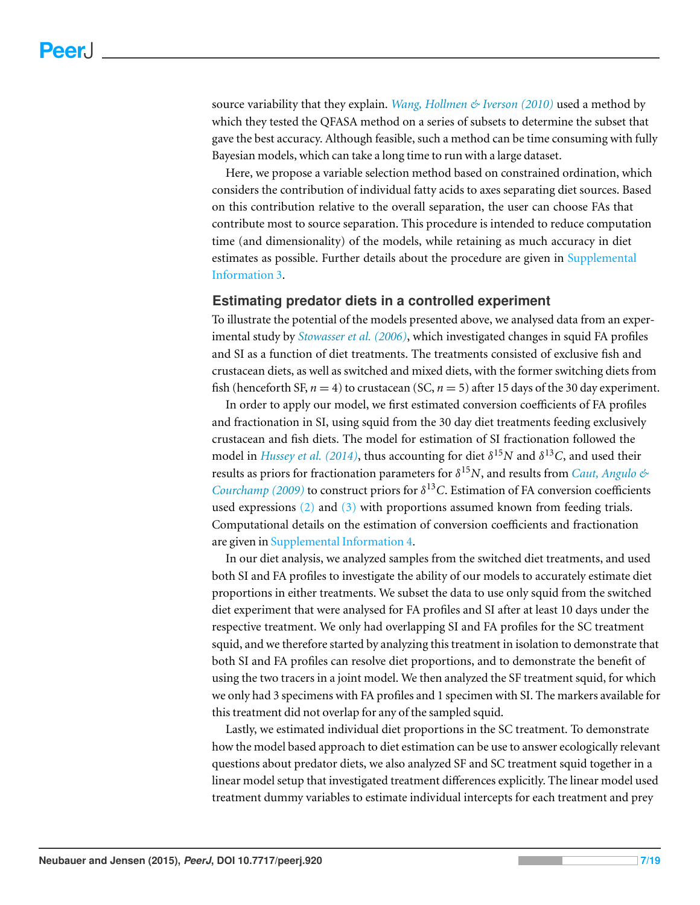source variability that they explain. *Wang, Hollmen & Iverson (2010)* used a method by which they tested the QFASA method on a series of subsets to determine the subset that gave the best accuracy. Although feasible, such a method can be time consuming with fully Bayesian models, which can take a long time to run with a large dataset.

Here, we propose a variable selection method based on constrained ordination, which considers the contribution of individual fatty acids to axes separating diet sources. Based on this contribution relative to the overall separation, the user can choose FAs that contribute most to source separation. This procedure is intended to reduce computation time (and dimensionality) of the models, while retaining as much accuracy in diet estimates as possible. Further details about the procedure are given in Supplemental Information 3.

## Estimating predator diets in a controlled experiment

To illustrate the potential of the models presented above, we analysed data from an experimental study by *Stowasser et al. (2006)*, which investigated changes in squid FA profiles and SI as a function of diet treatments. The treatments consisted of exclusive fish and crustacean diets, as well as switched and mixed diets, with the former switching diets from fish (henceforth SF, $n = 4$) to crustacean (SC, $n = 5$) after 15 days of the 30 day experiment.

In order to apply our model, we first estimated conversion coefficients of FA profiles and fractionation in SI, using squid from the 30 day diet treatments feeding exclusively crustacean and fish diets. The model for estimation of SI fractionation followed the model in *Hussey et al. (2014)*, thus accounting for diet $\delta^{15}N$ and $\delta^{13}C$, and used their results as priors for fractionation parameters for $\delta^{15}N$, and results from *Caut, Angulo & Courchamp (2009)* to construct priors for $\delta^{13}C$. Estimation of FA conversion coefficients used expressions (2) and (3) with proportions assumed known from feeding trials. Computational details on the estimation of conversion coefficients and fractionation are given in Supplemental Information 4.

In our diet analysis, we analyzed samples from the switched diet treatments, and used both SI and FA profiles to investigate the ability of our models to accurately estimate diet proportions in either treatments. We subset the data to use only squid from the switched diet experiment that were analysed for FA profiles and SI after at least 10 days under the respective treatment. We only had overlapping SI and FA profiles for the SC treatment squid, and we therefore started by analyzing this treatment in isolation to demonstrate that both SI and FA profiles can resolve diet proportions, and to demonstrate the benefit of using the two tracers in a joint model. We then analyzed the SF treatment squid, for which we only had 3 specimens with FA profiles and 1 specimen with SI. The markers available for this treatment did not overlap for any of the sampled squid.

Lastly, we estimated individual diet proportions in the SC treatment. To demonstrate how the model based approach to diet estimation can be use to answer ecologically relevant questions about predator diets, we also analyzed SF and SC treatment squid together in a linear model setup that investigated treatment differences explicitly. The linear model used treatment dummy variables to estimate individual intercepts for each treatment and prey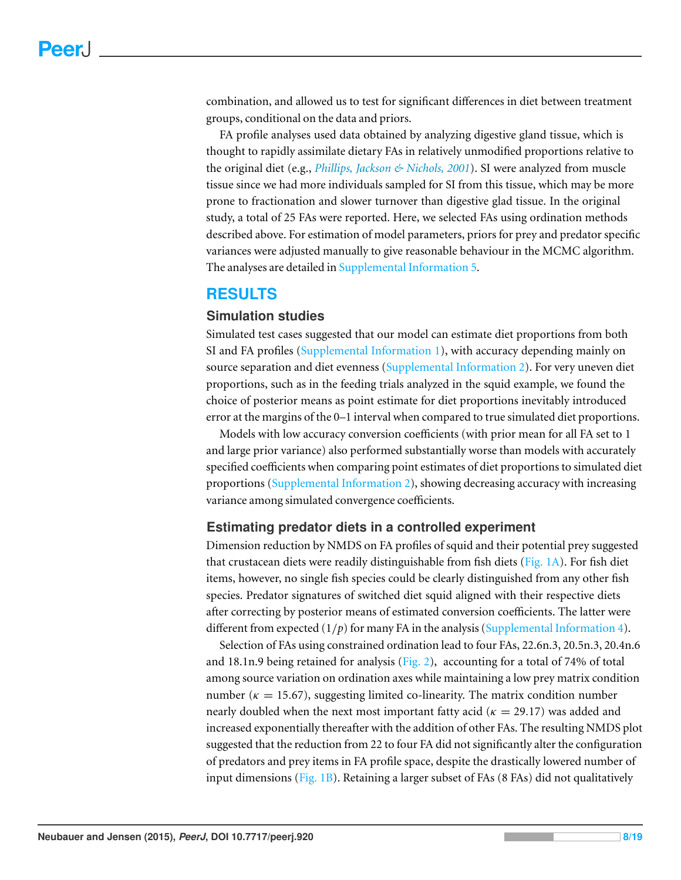combination, and allowed us to test for significant differences in diet between treatment groups, conditional on the data and priors.

FA profile analyses used data obtained by analyzing digestive gland tissue, which is thought to rapidly assimilate dietary FAs in relatively unmodified proportions relative to the original diet (e.g., *Phillips, Jackson & Nichols, 2001*). SI were analyzed from muscle tissue since we had more individuals sampled for SI from this tissue, which may be more prone to fractionation and slower turnover than digestive glad tissue. In the original study, a total of 25 FAs were reported. Here, we selected FAs using ordination methods described above. For estimation of model parameters, priors for prey and predator specific variances were adjusted manually to give reasonable behaviour in the MCMC algorithm. The analyses are detailed in Supplemental Information 5.

## RESULTS

### Simulation studies

Simulated test cases suggested that our model can estimate diet proportions from both SI and FA profiles (Supplemental Information 1), with accuracy depending mainly on source separation and diet evenness (Supplemental Information 2). For very uneven diet proportions, such as in the feeding trials analyzed in the squid example, we found the choice of posterior means as point estimate for diet proportions inevitably introduced error at the margins of the 0–1 interval when compared to true simulated diet proportions.

Models with low accuracy conversion coefficients (with prior mean for all FA set to 1 and large prior variance) also performed substantially worse than models with accurately specified coefficients when comparing point estimates of diet proportions to simulated diet proportions (Supplemental Information 2), showing decreasing accuracy with increasing variance among simulated convergence coefficients.

### Estimating predator diets in a controlled experiment

Dimension reduction by NMDS on FA profiles of squid and their potential prey suggested that crustacean diets were readily distinguishable from fish diets (Fig. 1A). For fish diet items, however, no single fish species could be clearly distinguished from any other fish species. Predator signatures of switched diet squid aligned with their respective diets after correcting by posterior means of estimated conversion coefficients. The latter were different from expected ($1/p$) for many FA in the analysis (Supplemental Information 4).

Selection of FAs using constrained ordination lead to four FAs, 22.6n.3, 20.5n.3, 20.4n.6 and 18.1n.9 being retained for analysis (Fig. 2), accounting for a total of 74% of total among source variation on ordination axes while maintaining a low prey matrix condition number ($\kappa = 15.67$), suggesting limited co-linearity. The matrix condition number nearly doubled when the next most important fatty acid ($\kappa = 29.17$) was added and increased exponentially thereafter with the addition of other FAs. The resulting NMDS plot suggested that the reduction from 22 to four FA did not significantly alter the configuration of predators and prey items in FA profile space, despite the drastically lowered number of input dimensions (Fig. 1B). Retaining a larger subset of FAs (8 FAs) did not qualitatively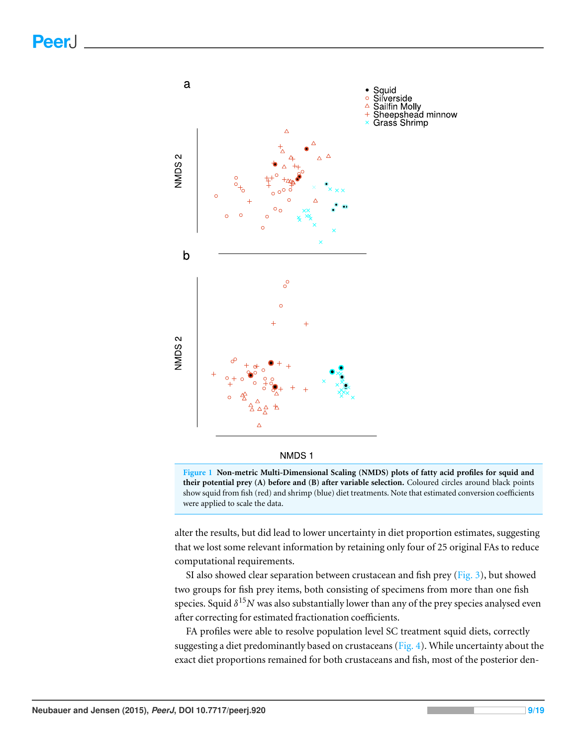**Figure 1 Non-metric Multi-Dimensional Scaling (NMDS) plots of fatty acid profiles for squid and their potential prey (A) before and (B) after variable selection.** Coloured circles around black points show squid from fish (red) and shrimp (blue) diet treatments. Note that estimated conversion coefficients were applied to scale the data.

alter the results, but did lead to lower uncertainty in diet proportion estimates, suggesting that we lost some relevant information by retaining only four of 25 original FAs to reduce computational requirements.

SI also showed clear separation between crustacean and fish prey (Fig. 3), but showed two groups for fish prey items, both consisting of specimens from more than one fish species. Squid $\delta^{15}N$ was also substantially lower than any of the prey species analysed even after correcting for estimated fractionation coefficients.

FA profiles were able to resolve population level SC treatment squid diets, correctly suggesting a diet predominantly based on crustaceans (Fig. 4). While uncertainty about the exact diet proportions remained for both crustaceans and fish, most of the posterior den-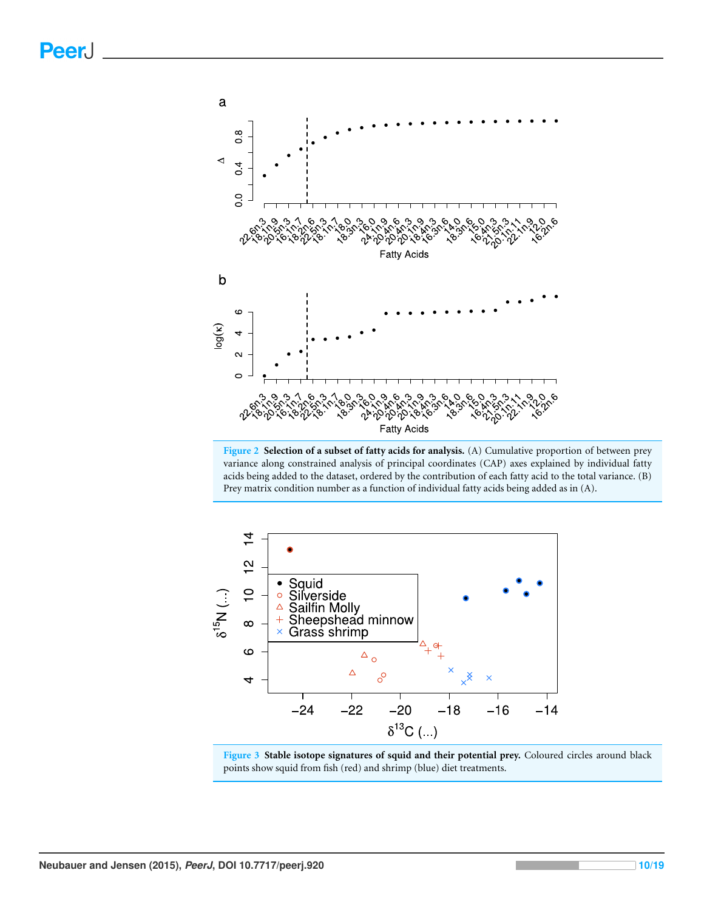**Figure 2 Selection of a subset of fatty acids for analysis.** (A) Cumulative proportion of between prey variance along constrained analysis of principal coordinates (CAP) axes explained by individual fatty acids being added to the dataset, ordered by the contribution of each fatty acid to the total variance. (B) Prey matrix condition number as a function of individual fatty acids being added as in (A).

**Figure 3 Stable isotope signatures of squid and their potential prey.** Coloured circles around black points show squid from fish (red) and shrimp (blue) diet treatments.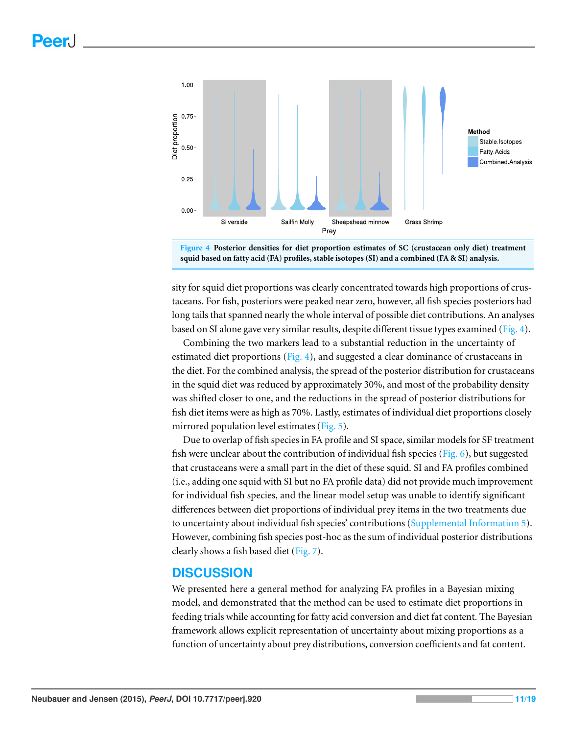**Figure 4 Posterior densities for diet proportion estimates of SC (crustacean only diet) treatment squid based on fatty acid (FA) profiles, stable isotopes (SI) and a combined (FA & SI) analysis.**

sity for squid diet proportions was clearly concentrated towards high proportions of crustaceans. For fish, posteriors were peaked near zero, however, all fish species posteriors had long tails that spanned nearly the whole interval of possible diet contributions. An analyses based on SI alone gave very similar results, despite different tissue types examined (Fig. 4).

Combining the two markers lead to a substantial reduction in the uncertainty of estimated diet proportions (Fig. 4), and suggested a clear dominance of crustaceans in the diet. For the combined analysis, the spread of the posterior distribution for crustaceans in the squid diet was reduced by approximately 30%, and most of the probability density was shifted closer to one, and the reductions in the spread of posterior distributions for fish diet items were as high as 70%. Lastly, estimates of individual diet proportions closely mirrored population level estimates (Fig. 5).

Due to overlap of fish species in FA profile and SI space, similar models for SF treatment fish were unclear about the contribution of individual fish species (Fig. 6), but suggested that crustaceans were a small part in the diet of these squid. SI and FA profiles combined (i.e., adding one squid with SI but no FA profile data) did not provide much improvement for individual fish species, and the linear model setup was unable to identify significant differences between diet proportions of individual prey items in the two treatments due to uncertainty about individual fish species' contributions (Supplemental Information 5). However, combining fish species post-hoc as the sum of individual posterior distributions clearly shows a fish based diet (Fig. 7).

## DISCUSSION

We presented here a general method for analyzing FA profiles in a Bayesian mixing model, and demonstrated that the method can be used to estimate diet proportions in feeding trials while accounting for fatty acid conversion and diet fat content. The Bayesian framework allows explicit representation of uncertainty about mixing proportions as a function of uncertainty about prey distributions, conversion coefficients and fat content.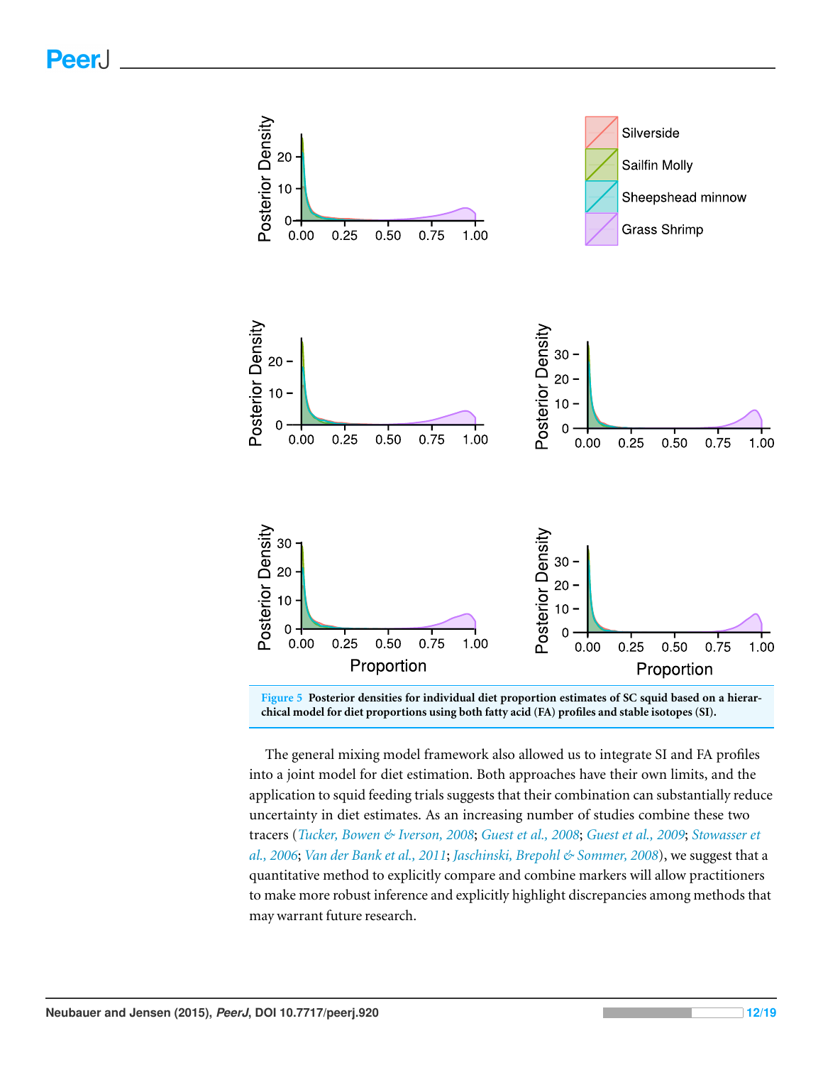**Figure 5** **Posterior densities for individual diet proportion estimates of SC squid based on a hierarchical model for diet proportions using both fatty acid (FA) profiles and stable isotopes (SI).**

The general mixing model framework also allowed us to integrate SI and FA profiles into a joint model for diet estimation. Both approaches have their own limits, and the application to squid feeding trials suggests that their combination can substantially reduce uncertainty in diet estimates. As an increasing number of studies combine these two tracers (*Tucker, Bowen & Iverson, 2008*; *Guest et al., 2008*; *Guest et al., 2009*; *Stowasser et al., 2006*; *Van der Bank et al., 2011*; *Jaschinski, Brepohl & Sommer, 2008*), we suggest that a quantitative method to explicitly compare and combine markers will allow practitioners to make more robust inference and explicitly highlight discrepancies among methods that may warrant future research.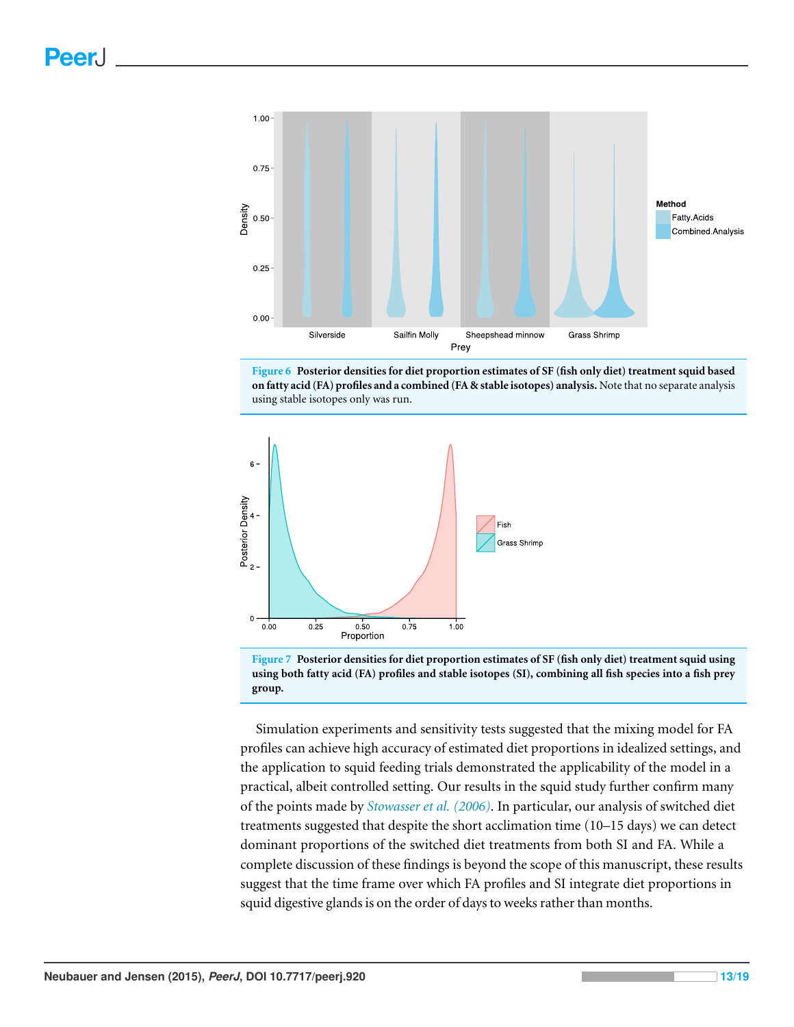**Figure 6** **Posterior densities for diet proportion estimates of SF (fish only diet) treatment squid based on fatty acid (FA) profiles and a combined (FA & stable isotopes) analysis.** Note that no separate analysis using stable isotopes only was run.

**Figure 7** **Posterior densities for diet proportion estimates of SF (fish only diet) treatment squid using using both fatty acid (FA) profiles and stable isotopes (SI), combining all fish species into a fish prey group.**

Simulation experiments and sensitivity tests suggested that the mixing model for FA profiles can achieve high accuracy of estimated diet proportions in idealized settings, and the application to squid feeding trials demonstrated the applicability of the model in a practical, albeit controlled setting. Our results in the squid study further confirm many of the points made by Stowasser et al. (2006). In particular, our analysis of switched diet treatments suggested that despite the short acclimation time (10–15 days) we can detect dominant proportions of the switched diet treatments from both SI and FA. While a complete discussion of these findings is beyond the scope of this manuscript, these results suggest that the time frame over which FA profiles and SI integrate diet proportions in squid digestive glands is on the order of days to weeks rather than months.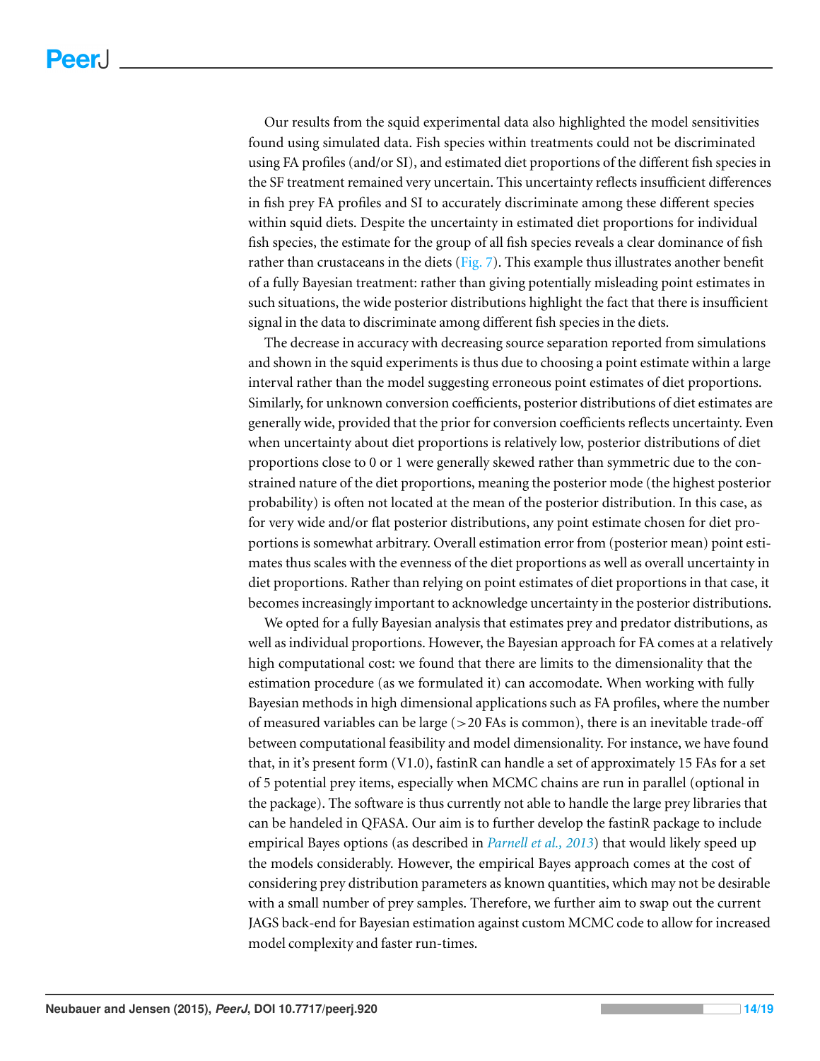Our results from the squid experimental data also highlighted the model sensitivities found using simulated data. Fish species within treatments could not be discriminated using FA profiles (and/or SI), and estimated diet proportions of the different fish species in the SF treatment remained very uncertain. This uncertainty reflects insufficient differences in fish prey FA profiles and SI to accurately discriminate among these different species within squid diets. Despite the uncertainty in estimated diet proportions for individual fish species, the estimate for the group of all fish species reveals a clear dominance of fish rather than crustaceans in the diets (Fig. 7). This example thus illustrates another benefit of a fully Bayesian treatment: rather than giving potentially misleading point estimates in such situations, the wide posterior distributions highlight the fact that there is insufficient signal in the data to discriminate among different fish species in the diets.

The decrease in accuracy with decreasing source separation reported from simulations and shown in the squid experiments is thus due to choosing a point estimate within a large interval rather than the model suggesting erroneous point estimates of diet proportions. Similarly, for unknown conversion coefficients, posterior distributions of diet estimates are generally wide, provided that the prior for conversion coefficients reflects uncertainty. Even when uncertainty about diet proportions is relatively low, posterior distributions of diet proportions close to 0 or 1 were generally skewed rather than symmetric due to the constrained nature of the diet proportions, meaning the posterior mode (the highest posterior probability) is often not located at the mean of the posterior distribution. In this case, as for very wide and/or flat posterior distributions, any point estimate chosen for diet proportions is somewhat arbitrary. Overall estimation error from (posterior mean) point estimates thus scales with the evenness of the diet proportions as well as overall uncertainty in diet proportions. Rather than relying on point estimates of diet proportions in that case, it becomes increasingly important to acknowledge uncertainty in the posterior distributions.

We opted for a fully Bayesian analysis that estimates prey and predator distributions, as well as individual proportions. However, the Bayesian approach for FA comes at a relatively high computational cost: we found that there are limits to the dimensionality that the estimation procedure (as we formulated it) can accomodate. When working with fully Bayesian methods in high dimensional applications such as FA profiles, where the number of measured variables can be large (>20 FAs is common), there is an inevitable trade-off between computational feasibility and model dimensionality. For instance, we have found that, in it's present form (V1.0), fastinR can handle a set of approximately 15 FAs for a set of 5 potential prey items, especially when MCMC chains are run in parallel (optional in the package). The software is thus currently not able to handle the large prey libraries that can be handeled in QFASA. Our aim is to further develop the fastinR package to include empirical Bayes options (as described in *Parnell et al., 2013*) that would likely speed up the models considerably. However, the empirical Bayes approach comes at the cost of considering prey distribution parameters as known quantities, which may not be desirable with a small number of prey samples. Therefore, we further aim to swap out the current JAGS back-end for Bayesian estimation against custom MCMC code to allow for increased model complexity and faster run-times.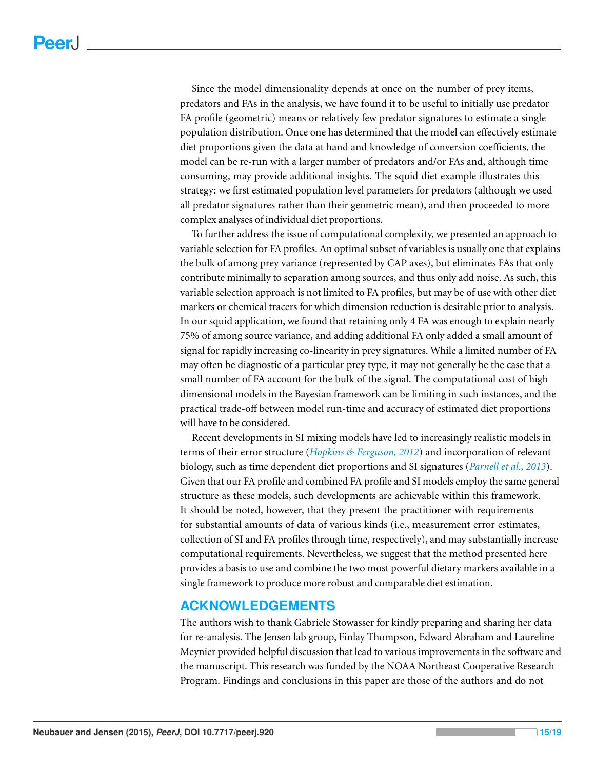Since the model dimensionality depends at once on the number of prey items, predators and FAs in the analysis, we have found it to be useful to initially use predator FA profile (geometric) means or relatively few predator signatures to estimate a single population distribution. Once one has determined that the model can effectively estimate diet proportions given the data at hand and knowledge of conversion coefficients, the model can be re-run with a larger number of predators and/or FAs and, although time consuming, may provide additional insights. The squid diet example illustrates this strategy: we first estimated population level parameters for predators (although we used all predator signatures rather than their geometric mean), and then proceeded to more complex analyses of individual diet proportions.

To further address the issue of computational complexity, we presented an approach to variable selection for FA profiles. An optimal subset of variables is usually one that explains the bulk of among prey variance (represented by CAP axes), but eliminates FAs that only contribute minimally to separation among sources, and thus only add noise. As such, this variable selection approach is not limited to FA profiles, but may be of use with other diet markers or chemical tracers for which dimension reduction is desirable prior to analysis. In our squid application, we found that retaining only 4 FA was enough to explain nearly 75% of among source variance, and adding additional FA only added a small amount of signal for rapidly increasing co-linearity in prey signatures. While a limited number of FA may often be diagnostic of a particular prey type, it may not generally be the case that a small number of FA account for the bulk of the signal. The computational cost of high dimensional models in the Bayesian framework can be limiting in such instances, and the practical trade-off between model run-time and accuracy of estimated diet proportions will have to be considered.

Recent developments in SI mixing models have led to increasingly realistic models in terms of their error structure (*Hopkins & Ferguson, 2012*) and incorporation of relevant biology, such as time dependent diet proportions and SI signatures (*Parnell et al., 2013*). Given that our FA profile and combined FA profile and SI models employ the same general structure as these models, such developments are achievable within this framework. It should be noted, however, that they present the practitioner with requirements for substantial amounts of data of various kinds (i.e., measurement error estimates, collection of SI and FA profiles through time, respectively), and may substantially increase computational requirements. Nevertheless, we suggest that the method presented here provides a basis to use and combine the two most powerful dietary markers available in a single framework to produce more robust and comparable diet estimation.

## ACKNOWLEDGEMENTS

The authors wish to thank Gabriele Stowasser for kindly preparing and sharing her data for re-analysis. The Jensen lab group, Finlay Thompson, Edward Abraham and Laureline Meynier provided helpful discussion that lead to various improvements in the software and the manuscript. This research was funded by the NOAA Northeast Cooperative Research Program. Findings and conclusions in this paper are those of the authors and do not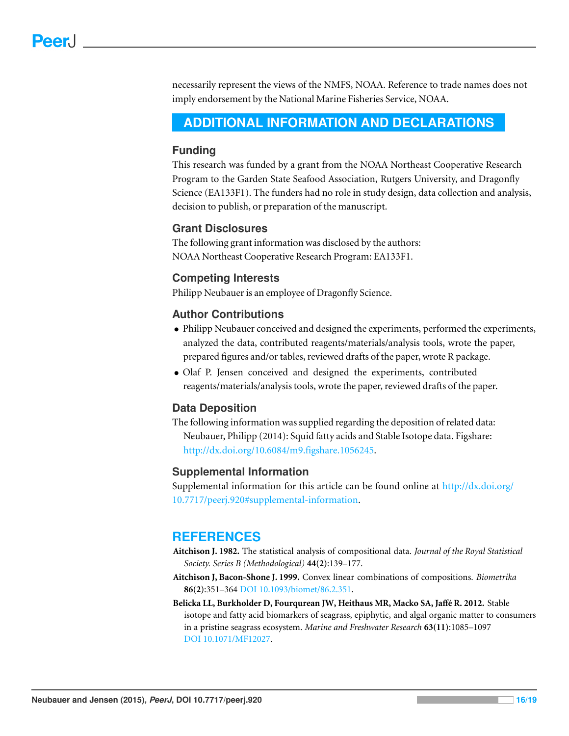necessarily represent the views of the NMFS, NOAA. Reference to trade names does not imply endorsement by the National Marine Fisheries Service, NOAA.

## ADDITIONAL INFORMATION AND DECLARATIONS

### Funding

This research was funded by a grant from the NOAA Northeast Cooperative Research Program to the Garden State Seafood Association, Rutgers University, and Dragonfly Science (EA133F1). The funders had no role in study design, data collection and analysis, decision to publish, or preparation of the manuscript.

### Grant Disclosures

The following grant information was disclosed by the authors:
NOAA Northeast Cooperative Research Program: EA133F1.

### Competing Interests

Philipp Neubauer is an employee of Dragonfly Science.

### Author Contributions

- Philipp Neubauer conceived and designed the experiments, performed the experiments, analyzed the data, contributed reagents/materials/analysis tools, wrote the paper, prepared figures and/or tables, reviewed drafts of the paper, wrote R package.
- Olaf P. Jensen conceived and designed the experiments, contributed reagents/materials/analysis tools, wrote the paper, reviewed drafts of the paper.

### Data Deposition

The following information was supplied regarding the deposition of related data:
Neubauer, Philipp (2014): Squid fatty acids and Stable Isotope data. Figshare: http://dx.doi.org/10.6084/m9.figshare.1056245.

### Supplemental Information

Supplemental information for this article can be found online at http://dx.doi.org/10.7717/peerj.920#supplemental-information.

## REFERENCES

**Aitchison J. 1982.** The statistical analysis of compositional data. *Journal of the Royal Statistical Society. Series B (Methodological)* **44(2)**:139–177.

**Aitchison J, Bacon-Shone J. 1999.** Convex linear combinations of compositions. *Biometrika* **86(2)**:351–364 DOI 10.1093/biomet/86.2.351.

**Belicka LL, Burkholder D, Fourqurean JW, Heithaus MR, Macko SA, Jaffé R. 2012.** Stable isotope and fatty acid biomarkers of seagrass, epiphytic, and algal organic matter to consumers in a pristine seagrass ecosystem. *Marine and Freshwater Research* **63(11)**:1085–1097 DOI 10.1071/MF12027.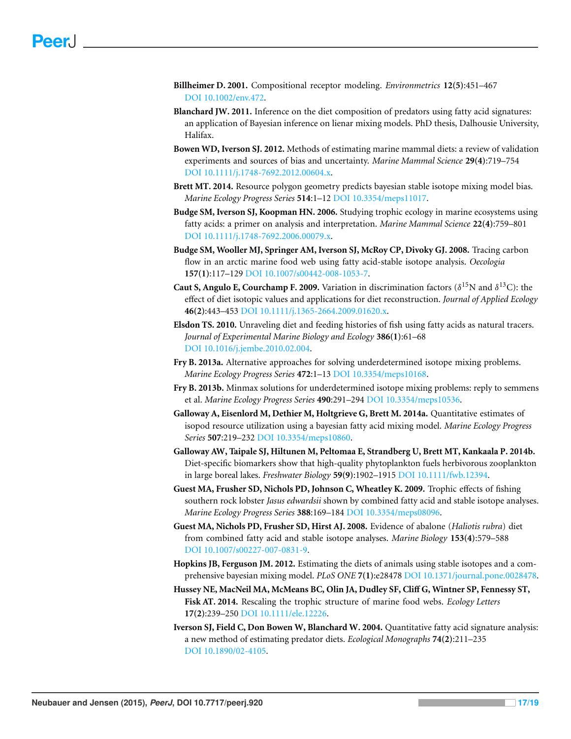**Billheimer D. 2001.** Compositional receptor modeling. *Environmetrics* **12(5)**:451–467 DOI 10.1002/env.472.

**Blanchard JW. 2011.** Inference on the diet composition of predators using fatty acid signatures: an application of Bayesian inference on lienar mixing models. PhD thesis, Dalhousie University, Halifax.

**Bowen WD, Iverson SJ. 2012.** Methods of estimating marine mammal diets: a review of validation experiments and sources of bias and uncertainty. *Marine Mammal Science* **29(4)**:719–754 DOI 10.1111/j.1748-7692.2012.00604.x.

**Brett MT. 2014.** Resource polygon geometry predicts bayesian stable isotope mixing model bias. *Marine Ecology Progress Series* **514**:1–12 DOI 10.3354/meps11017.

**Budge SM, Iverson SJ, Koopman HN. 2006.** Studying trophic ecology in marine ecosystems using fatty acids: a primer on analysis and interpretation. *Marine Mammal Science* **22(4)**:759–801 DOI 10.1111/j.1748-7692.2006.00079.x.

**Budge SM, Wooller MJ, Springer AM, Iverson SJ, McRoy CP, Divoky GJ. 2008.** Tracing carbon flow in an arctic marine food web using fatty acid-stable isotope analysis. *Oecologia* **157(1)**:117–129 DOI 10.1007/s00442-008-1053-7.

**Caut S, Angulo E, Courchamp F. 2009.** Variation in discrimination factors ($\delta^{15}$N and $\delta^{13}$C): the effect of diet isotopic values and applications for diet reconstruction. *Journal of Applied Ecology* **46(2)**:443–453 DOI 10.1111/j.1365-2664.2009.01620.x.

**Elsdon TS. 2010.** Unraveling diet and feeding histories of fish using fatty acids as natural tracers. *Journal of Experimental Marine Biology and Ecology* **386(1)**:61–68 DOI 10.1016/j.jembe.2010.02.004.

**Fry B. 2013a.** Alternative approaches for solving underdetermined isotope mixing problems. *Marine Ecology Progress Series* **472**:1–13 DOI 10.3354/meps10168.

**Fry B. 2013b.** Minmax solutions for underdetermined isotope mixing problems: reply to semmens et al. *Marine Ecology Progress Series* **490**:291–294 DOI 10.3354/meps10536.

**Galloway A, Eisenlord M, Dethier M, Holtgrieve G, Brett M. 2014a.** Quantitative estimates of isopod resource utilization using a bayesian fatty acid mixing model. *Marine Ecology Progress Series* **507**:219–232 DOI 10.3354/meps10860.

**Galloway AW, Taipale SJ, Hiltunen M, Peltomaa E, Strandberg U, Brett MT, Kankaala P. 2014b.** Diet-specific biomarkers show that high-quality phytoplankton fuels herbivorous zooplankton in large boreal lakes. *Freshwater Biology* **59(9)**:1902–1915 DOI 10.1111/fwb.12394.

**Guest MA, Frusher SD, Nichols PD, Johnson C, Wheatley K. 2009.** Trophic effects of fishing southern rock lobster *Jasus edwardsii* shown by combined fatty acid and stable isotope analyses. *Marine Ecology Progress Series* **388**:169–184 DOI 10.3354/meps08096.

**Guest MA, Nichols PD, Frusher SD, Hirst AJ. 2008.** Evidence of abalone (*Haliotis rubra*) diet from combined fatty acid and stable isotope analyses. *Marine Biology* **153(4)**:579–588 DOI 10.1007/s00227-007-0831-9.

**Hopkins JB, Ferguson JM. 2012.** Estimating the diets of animals using stable isotopes and a comprehensive bayesian mixing model. *PLoS ONE* **7(1)**:e28478 DOI 10.1371/journal.pone.0028478.

**Hussey NE, MacNeil MA, McMeans BC, Olin JA, Dudley SF, Cliff G, Wintner SP, Fennessy ST, Fisk AT. 2014.** Rescaling the trophic structure of marine food webs. *Ecology Letters* **17(2)**:239–250 DOI 10.1111/ele.12226.

**Iverson SJ, Field C, Don Bowen W, Blanchard W. 2004.** Quantitative fatty acid signature analysis: a new method of estimating predator diets. *Ecological Monographs* **74(2)**:211–235 DOI 10.1890/02-4105.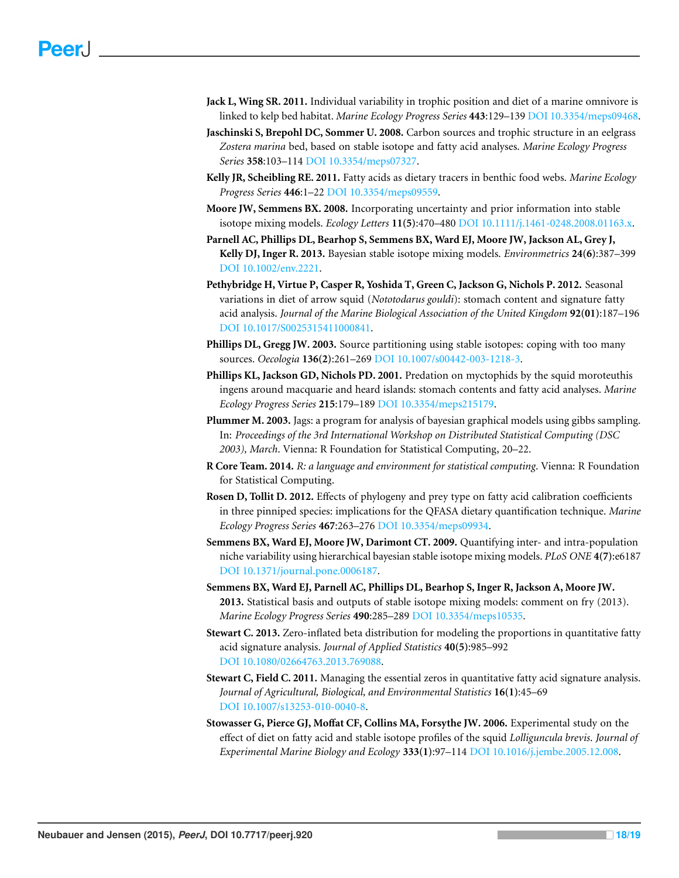**Jack L, Wing SR. 2011.** Individual variability in trophic position and diet of a marine omnivore is linked to kelp bed habitat. *Marine Ecology Progress Series* **443**:129–139 DOI 10.3354/meps09468.

**Jaschinski S, Brepohl DC, Sommer U. 2008.** Carbon sources and trophic structure in an eelgrass *Zostera marina* bed, based on stable isotope and fatty acid analyses. *Marine Ecology Progress Series* **358**:103–114 DOI 10.3354/meps07327.

**Kelly JR, Scheibling RE. 2011.** Fatty acids as dietary tracers in benthic food webs. *Marine Ecology Progress Series* **446**:1–22 DOI 10.3354/meps09559.

**Moore JW, Semmens BX. 2008.** Incorporating uncertainty and prior information into stable isotope mixing models. *Ecology Letters* **11(5)**:470–480 DOI 10.1111/j.1461-0248.2008.01163.x.

**Parnell AC, Phillips DL, Bearhop S, Semmens BX, Ward EJ, Moore JW, Jackson AL, Grey J, Kelly DJ, Inger R. 2013.** Bayesian stable isotope mixing models. *Environmetrics* **24(6)**:387–399 DOI 10.1002/env.2221.

**Pethybridge H, Virtue P, Casper R, Yoshida T, Green C, Jackson G, Nichols P. 2012.** Seasonal variations in diet of arrow squid (*Nototodarus gouldi*): stomach content and signature fatty acid analysis. *Journal of the Marine Biological Association of the United Kingdom* **92(01)**:187–196 DOI 10.1017/S0025315411000841.

**Phillips DL, Gregg JW. 2003.** Source partitioning using stable isotopes: coping with too many sources. *Oecologia* **136(2)**:261–269 DOI 10.1007/s00442-003-1218-3.

**Phillips KL, Jackson GD, Nichols PD. 2001.** Predation on myctophids by the squid moroteuthis ingens around macquarie and heard islands: stomach contents and fatty acid analyses. *Marine Ecology Progress Series* **215**:179–189 DOI 10.3354/meps215179.

**Plummer M. 2003.** Jags: a program for analysis of bayesian graphical models using gibbs sampling. In: *Proceedings of the 3rd International Workshop on Distributed Statistical Computing (DSC 2003), March*. Vienna: R Foundation for Statistical Computing, 20–22.

**R Core Team. 2014.** *R: a language and environment for statistical computing*. Vienna: R Foundation for Statistical Computing.

**Rosen D, Tollit D. 2012.** Effects of phylogeny and prey type on fatty acid calibration coefficients in three pinniped species: implications for the QFASA dietary quantification technique. *Marine Ecology Progress Series* **467**:263–276 DOI 10.3354/meps09934.

**Semmens BX, Ward EJ, Moore JW, Darimont CT. 2009.** Quantifying inter- and intra-population niche variability using hierarchical bayesian stable isotope mixing models. *PLoS ONE* **4(7)**:e6187 DOI 10.1371/journal.pone.0006187.

**Semmens BX, Ward EJ, Parnell AC, Phillips DL, Bearhop S, Inger R, Jackson A, Moore JW. 2013.** Statistical basis and outputs of stable isotope mixing models: comment on fry (2013). *Marine Ecology Progress Series* **490**:285–289 DOI 10.3354/meps10535.

**Stewart C. 2013.** Zero-inflated beta distribution for modeling the proportions in quantitative fatty acid signature analysis. *Journal of Applied Statistics* **40(5)**:985–992 DOI 10.1080/02664763.2013.769088.

**Stewart C, Field C. 2011.** Managing the essential zeros in quantitative fatty acid signature analysis. *Journal of Agricultural, Biological, and Environmental Statistics* **16(1)**:45–69 DOI 10.1007/s13253-010-0040-8.

**Stowasser G, Pierce GJ, Moffat CF, Collins MA, Forsythe JW. 2006.** Experimental study on the effect of diet on fatty acid and stable isotope profiles of the squid *Lolliguncula brevis*. *Journal of Experimental Marine Biology and Ecology* **333(1)**:97–114 DOI 10.1016/j.jembe.2005.12.008.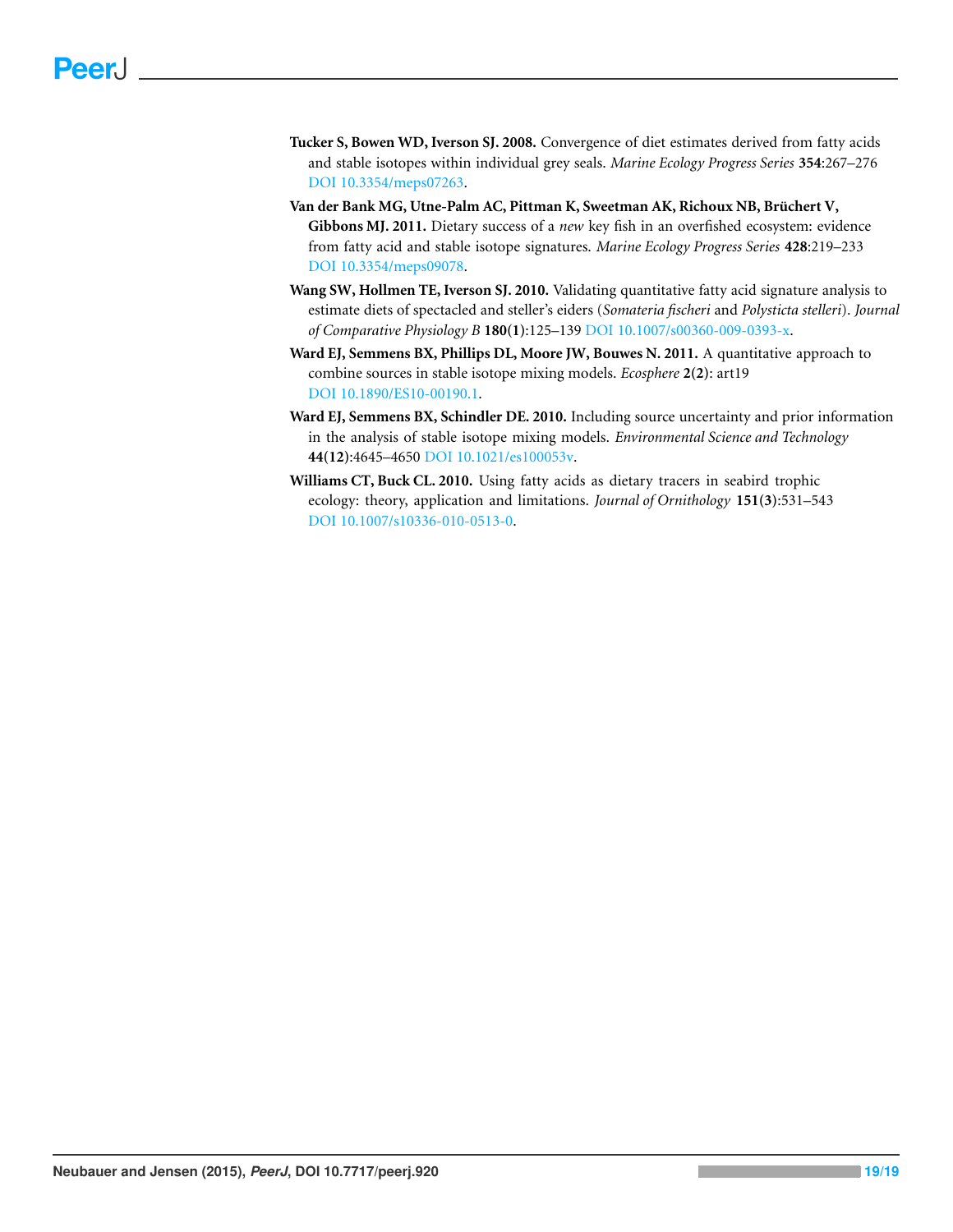**Tucker S, Bowen WD, Iverson SJ. 2008.** Convergence of diet estimates derived from fatty acids and stable isotopes within individual grey seals. *Marine Ecology Progress Series* **354**:267–276 DOI 10.3354/meps07263.

**Van der Bank MG, Utne-Palm AC, Pittman K, Sweetman AK, Richoux NB, Brüchert V, Gibbons MJ. 2011.** Dietary success of a *new* key fish in an overfished ecosystem: evidence from fatty acid and stable isotope signatures. *Marine Ecology Progress Series* **428**:219–233 DOI 10.3354/meps09078.

**Wang SW, Hollmen TE, Iverson SJ. 2010.** Validating quantitative fatty acid signature analysis to estimate diets of spectacled and steller's eiders (*Somateria fischeri* and *Polysticta stelleri*). *Journal of Comparative Physiology B* **180(1)**:125–139 DOI 10.1007/s00360-009-0393-x.

**Ward EJ, Semmens BX, Phillips DL, Moore JW, Bouwes N. 2011.** A quantitative approach to combine sources in stable isotope mixing models. *Ecosphere* **2(2)**: art19 DOI 10.1890/ES10-00190.1.

**Ward EJ, Semmens BX, Schindler DE. 2010.** Including source uncertainty and prior information in the analysis of stable isotope mixing models. *Environmental Science and Technology* **44(12)**:4645–4650 DOI 10.1021/es100053v.

**Williams CT, Buck CL. 2010.** Using fatty acids as dietary tracers in seabird trophic ecology: theory, application and limitations. *Journal of Ornithology* **151(3)**:531–543 DOI 10.1007/s10336-010-0513-0.